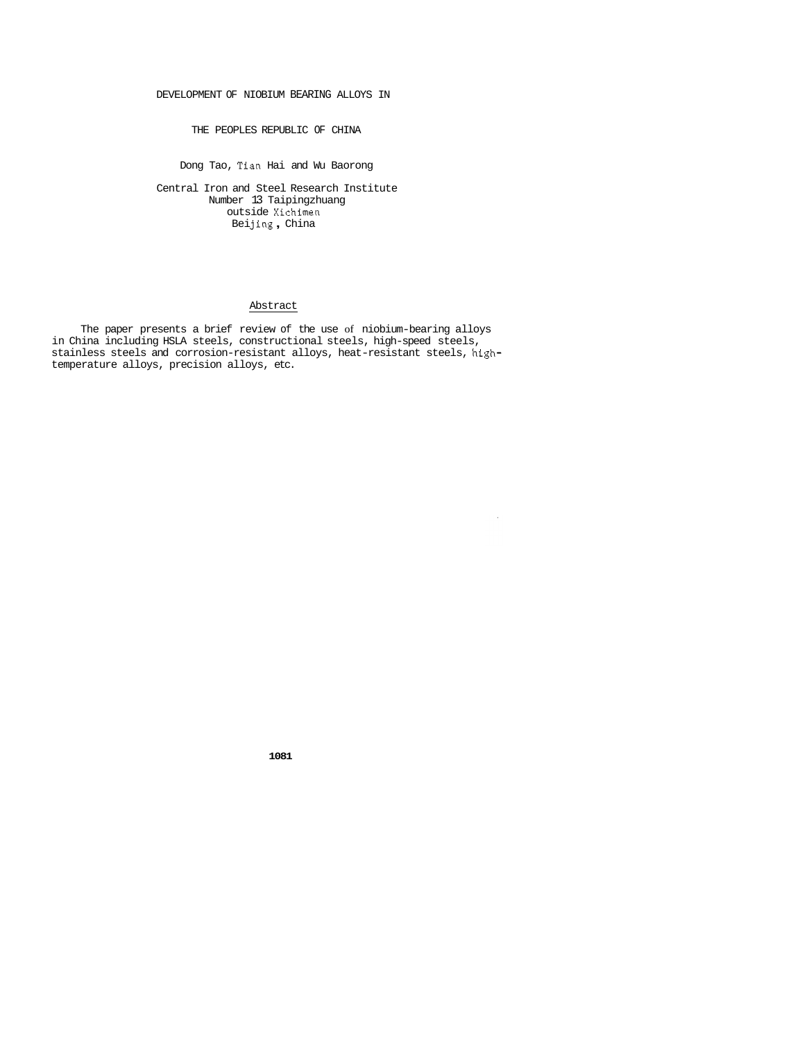# DEVELOPMENT OF NIOBIUM BEARING ALLOYS IN THE PEOPLES REPUBLIC OF CHINA

Dong Tao, Tian Hai and Wu Baorong

Central Iron and Steel Research Institute
Number 13 Taipingzhuang
outside Xichimen
Beijing, China

## Abstract

The paper presents a brief review of the use of niobium-bearing alloys in China including HSLA steels, constructional steels, high-speed steels, stainless steels and corrosion-resistant alloys, heat-resistant steels, high-temperature alloys, precision alloys, etc.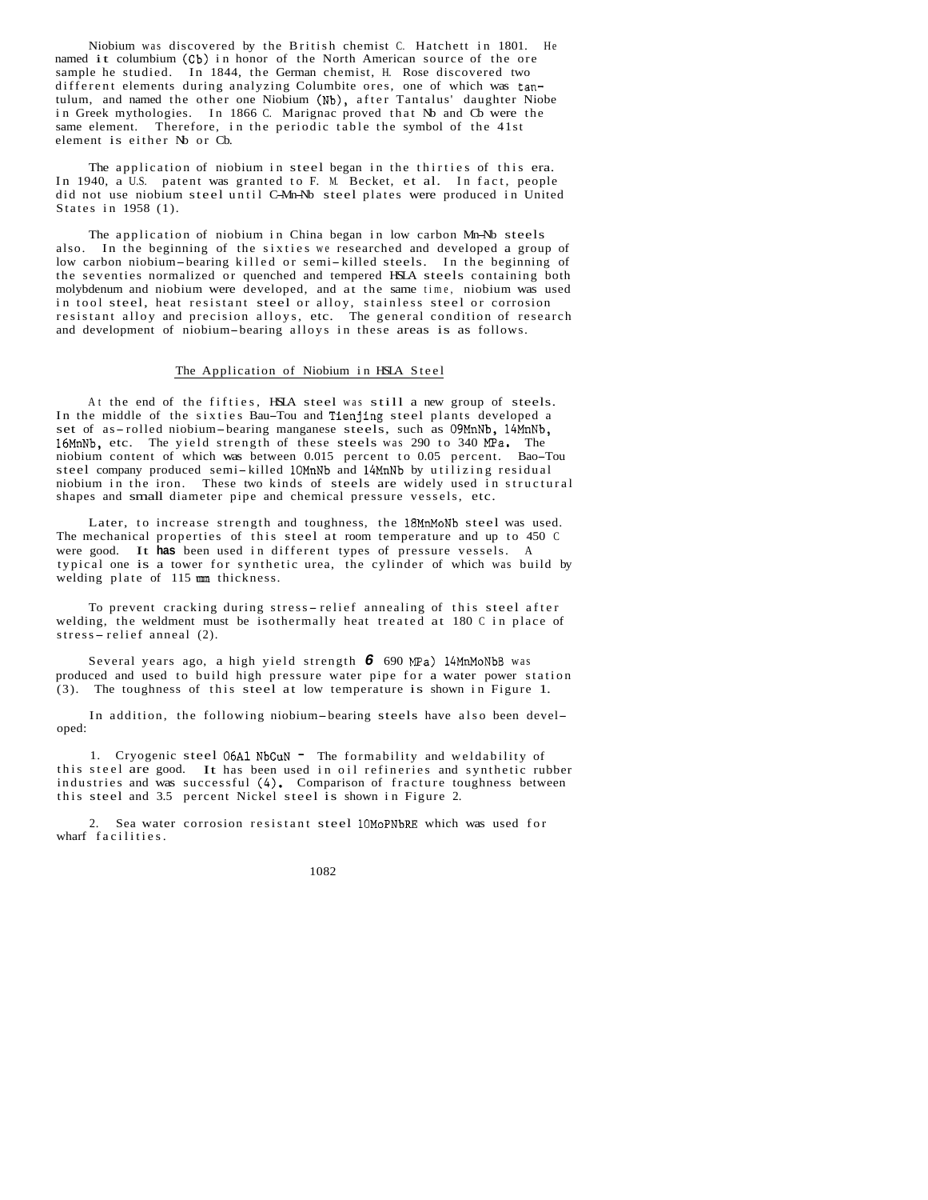Niobium was discovered by the British chemist C. Hatchett in 1801. He named it columbium (Cb) in honor of the North American source of the ore sample he studied. In 1844, the German chemist, H. Rose discovered two different elements during analyzing Columbite ores, one of which was tantulum, and named the other one Niobium (Nb), after Tantalus' daughter Niobe in Greek mythologies. In 1866 C. Marignac proved that Nb and Cb were the same element. Therefore, in the periodic table the symbol of the 41st element is either Nb or Cb.

The application of niobium in steel began in the thirties of this era. In 1940, a U.S. patent was granted to F. M. Becket, et al. In fact, people did not use niobium steel until C-Mn-Nb steel plates were produced in United States in 1958 (1).

The application of niobium in China began in low carbon Mn-Nb steels also. In the beginning of the sixties we researched and developed a group of low carbon niobium-bearing killed or semi-killed steels. In the beginning of the seventies normalized or quenched and tempered HSLA steels containing both molybdenum and niobium were developed, and at the same time, niobium was used in tool steel, heat resistant steel or alloy, stainless steel or corrosion resistant alloy and precision alloys, etc. The general condition of research and development of niobium-bearing alloys in these areas is as follows.

## The Application of Niobium in HSLA Steel

At the end of the fifties, HSLA steel was still a new group of steels. In the middle of the sixties Bau-Tou and Tienjing steel plants developed a set of as-rolled niobium-bearing manganese steels, such as 09MnNb, 14MnNb, 16MnNb, etc. The yield strength of these steels was 290 to 340 MPa. The niobium content of which was between 0.015 percent to 0.05 percent. Bao-Tou steel company produced semi-killed 10MnNb and 14MnNb by utilizing residual niobium in the iron. These two kinds of steels are widely used in structural shapes and small diameter pipe and chemical pressure vessels, etc.

Later, to increase strength and toughness, the 18MnMoNb steel was used. The mechanical properties of this steel at room temperature and up to 450 C were good. It has been used in different types of pressure vessels. A typical one is a tower for synthetic urea, the cylinder of which was build by welding plate of 115 mm thickness.

To prevent cracking during stress-relief annealing of this steel after welding, the weldment must be isothermally heat treated at 180 C in place of stress-relief anneal (2).

Several years ago, a high yield strength ($\geq$ 690 MPa) 14MnMoNbB was produced and used to build high pressure water pipe for a water power station (3). The toughness of this steel at low temperature is shown in Figure 1.

In addition, the following niobium-bearing steels have also been developed:

1. Cryogenic steel 06Al NbCuN - The formability and weldability of this steel are good. It has been used in oil refineries and synthetic rubber industries and was successful (4). Comparison of fracture toughness between this steel and 3.5 percent Nickel steel is shown in Figure 2.

2. Sea water corrosion resistant steel 10MoPNbRE which was used for wharf facilities.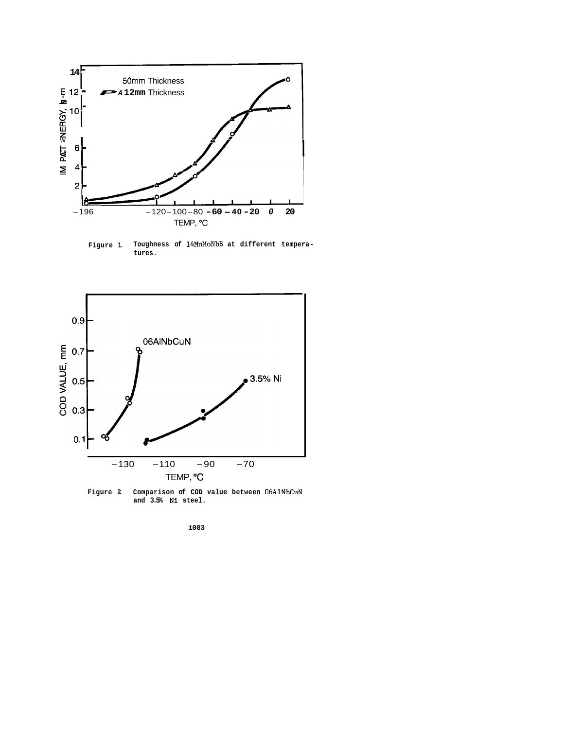Figure 1. Toughness of 14MnMoNbB at different temperatures.

Figure 2. Comparison of COD value between 06AlNbCuN and 3.5% Ni steel.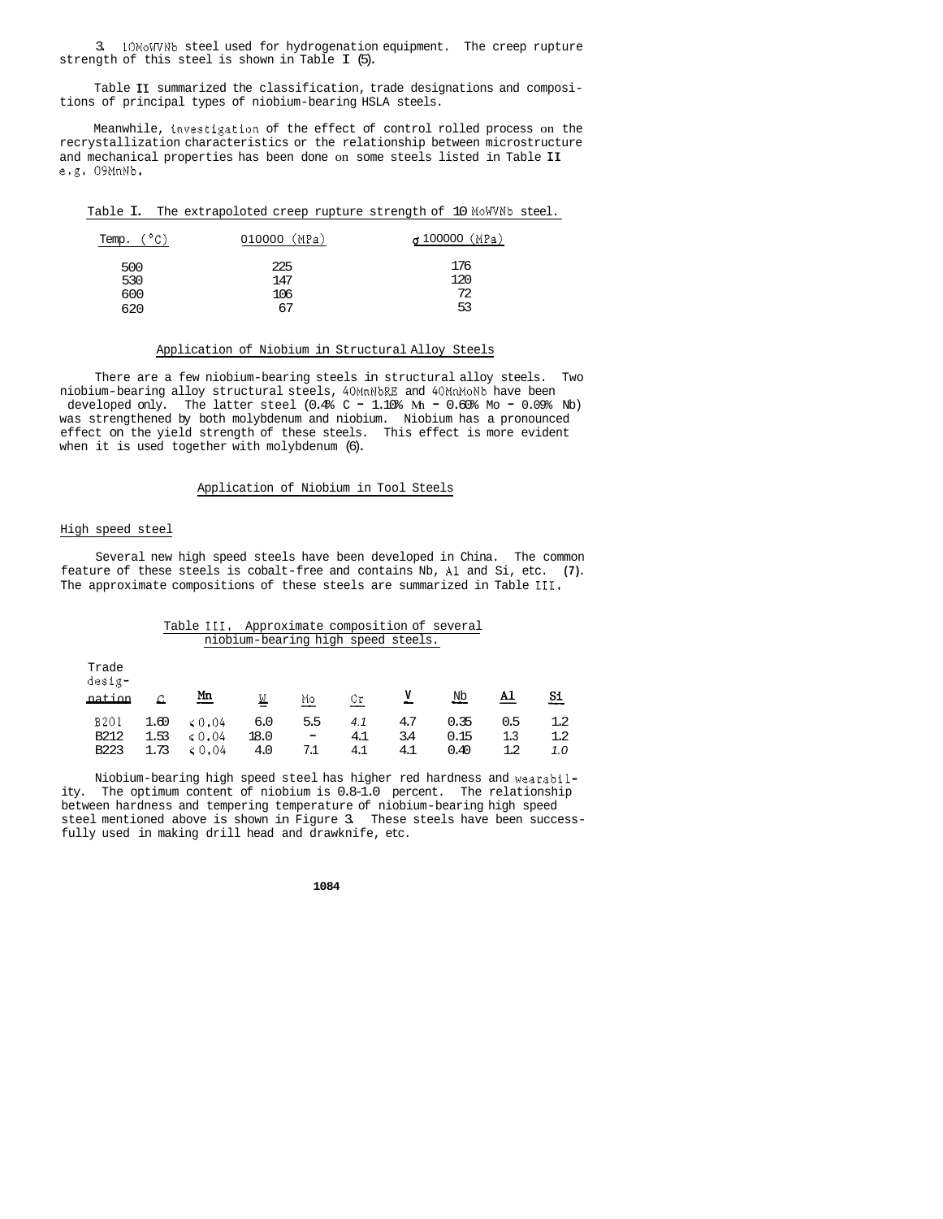3. 10MoWVNb steel used for hydrogenation equipment. The creep rupture strength of this steel is shown in Table I (5).

Table II summarized the classification, trade designations and compositions of principal types of niobium-bearing HSLA steels.

Meanwhile, investigation of the effect of control rolled process on the recrystallization characteristics or the relationship between microstructure and mechanical properties has been done on some steels listed in Table II e.g. 09MnNb.

Table I. The extrapoloted creep rupture strength of 10 MoWVNb steel.

| Temp. (°C) | $\sigma$10000 (MPa) | $\sigma$100000 (MPa) |
|---|---|---|
| 500 | 225 | 176 |
| 530 | 147 | 120 |
| 600 | 106 | 72 |
| 620 | 67 | 53 |

## Application of Niobium in Structural Alloy Steels

There are a few niobium-bearing steels in structural alloy steels. Two niobium-bearing alloy structural steels, 40MnNbRE and 40MnMoNb have been developed only. The latter steel (0.4% C - 1.10% Mn - 0.60% Mo - 0.09% Nb) was strengthened by both molybdenum and niobium. Niobium has a pronounced effect on the yield strength of these steels. This effect is more evident when it is used together with molybdenum (6).

## Application of Niobium in Tool Steels

### High speed steel

Several new high speed steels have been developed in China. The common feature of these steels is cobalt-free and contains Nb, Al and Si, etc. (7). The approximate compositions of these steels are summarized in Table III.

Table III. Approximate composition of several niobium-bearing high speed steels.

| Trade designation | C | Mn | W | Mo | Cr | V | Nb | Al | Si |
|---|---|---|---|---|---|---|---|---|---|
| B201 | 1.60 | ≤0.04 | 6.0 | 5.5 | 4.1 | 4.7 | 0.35 | 0.5 | 1.2 |
| B212 | 1.53 | ≤0.04 | 18.0 | - | 4.1 | 3.4 | 0.15 | 1.3 | 1.2 |
| B223 | 1.73 | ≤0.04 | 4.0 | 7.1 | 4.1 | 4.1 | 0.40 | 1.2 | 1.0 |

Niobium-bearing high speed steel has higher red hardness and wearability. The optimum content of niobium is 0.8-1.0 percent. The relationship between hardness and tempering temperature of niobium-bearing high speed steel mentioned above is shown in Figure 3. These steels have been successfully used in making drill head and drawknife, etc.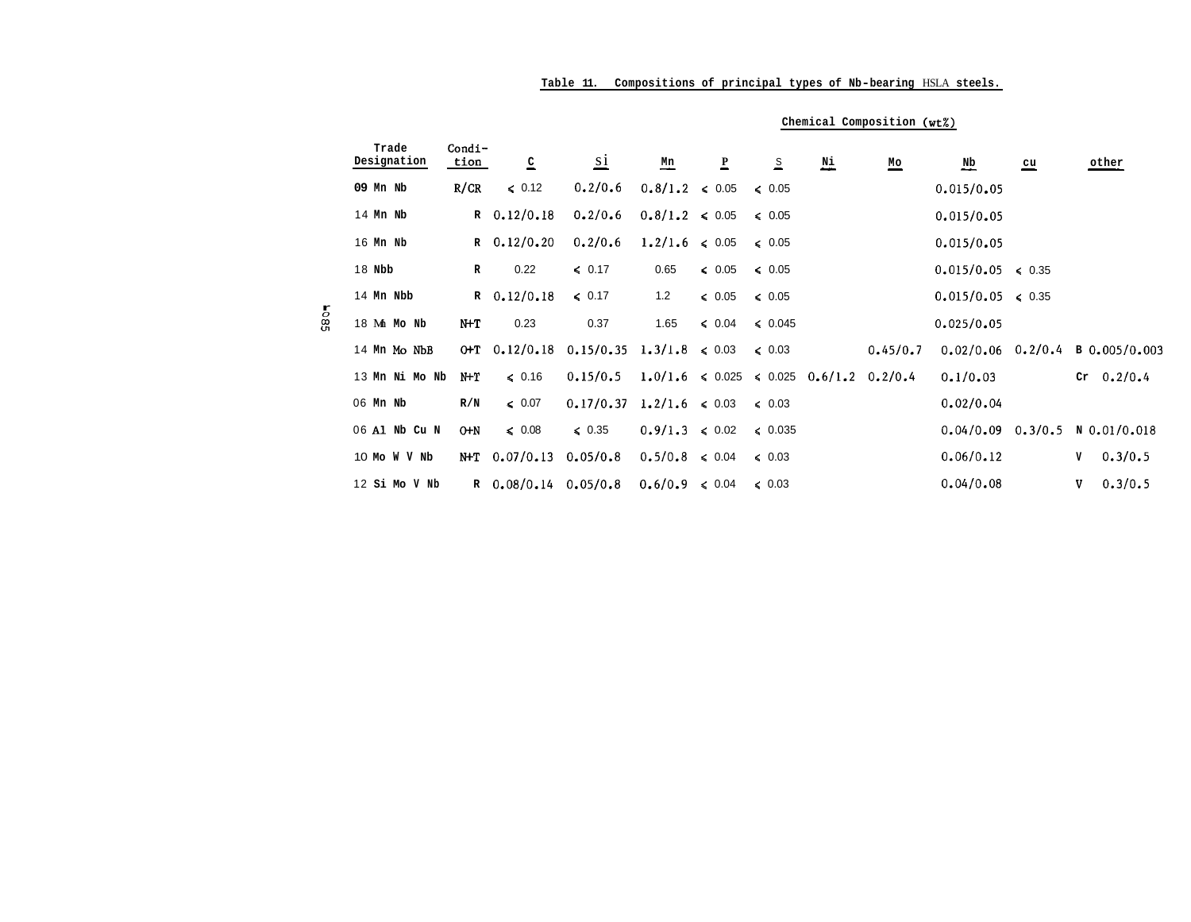Table 11. Compositions of principal types of Nb-bearing HSLA steels.

| Trade Designation | Condition | C | Si | Mn | P | S | Ni | Mo | Nb | Cu | other |
|---|---|---|---|---|---|---|---|---|---|---|---|
| | | Chemical Composition (wt%) | | | | | | | | | |
| 09 Mn Nb | R/CR | ≤ 0.12 | 0.2/0.6 | 0.8/1.2 | ≤ 0.05 | ≤ 0.05 | | | 0.015/0.05 | | |
| 14 Mn Nb | R | 0.12/0.18 | 0.2/0.6 | 0.8/1.2 | ≤ 0.05 | ≤ 0.05 | | | 0.015/0.05 | | |
| 16 Mn Nb | R | 0.12/0.20 | 0.2/0.6 | 1.2/1.6 | ≤ 0.05 | ≤ 0.05 | | | 0.015/0.05 | | |
| 18 Nbb | R | 0.22 | ≤ 0.17 | 0.65 | ≤ 0.05 | ≤ 0.05 | | | 0.015/0.05 | ≤ 0.35 | |
| 14 Mn Nbb | R | 0.12/0.18 | ≤ 0.17 | 1.2 | ≤ 0.05 | ≤ 0.05 | | | 0.015/0.05 | ≤ 0.35 | |
| 18 Mn Mo Nb | N+T | 0.23 | 0.37 | 1.65 | ≤ 0.04 | ≤ 0.045 | | | 0.025/0.05 | | |
| 14 Mn Mo NbB | Q+T | 0.12/0.18 | 0.15/0.35 | 1.3/1.8 | ≤ 0.03 | ≤ 0.03 | | 0.45/0.7 | 0.02/0.06 | 0.2/0.4 | B 0.005/0.003 |
| 13 Mn Ni Mo Nb | N+T | ≤ 0.16 | 0.15/0.5 | 1.0/1.6 | ≤ 0.025 | ≤ 0.025 | 0.6/1.2 | 0.2/0.4 | 0.1/0.03 | | Cr 0.2/0.4 |
| 06 Mn Nb | R/N | ≤ 0.07 | 0.17/0.37 | 1.2/1.6 | ≤ 0.03 | ≤ 0.03 | | | 0.02/0.04 | | |
| 06 Al Nb Cu N | Q+N | ≤ 0.08 | ≤ 0.35 | 0.9/1.3 | ≤ 0.02 | ≤ 0.035 | | | 0.04/0.09 | 0.3/0.5 | N 0.01/0.018 |
| 10 Mo W V Nb | N+T | 0.07/0.13 | 0.05/0.8 | 0.5/0.8 | ≤ 0.04 | ≤ 0.03 | | | 0.06/0.12 | | V 0.3/0.5 |
| 12 Si Mo V Nb | R | 0.08/0.14 | 0.05/0.8 | 0.6/0.9 | ≤ 0.04 | ≤ 0.03 | | | 0.04/0.08 | | V 0.3/0.5 |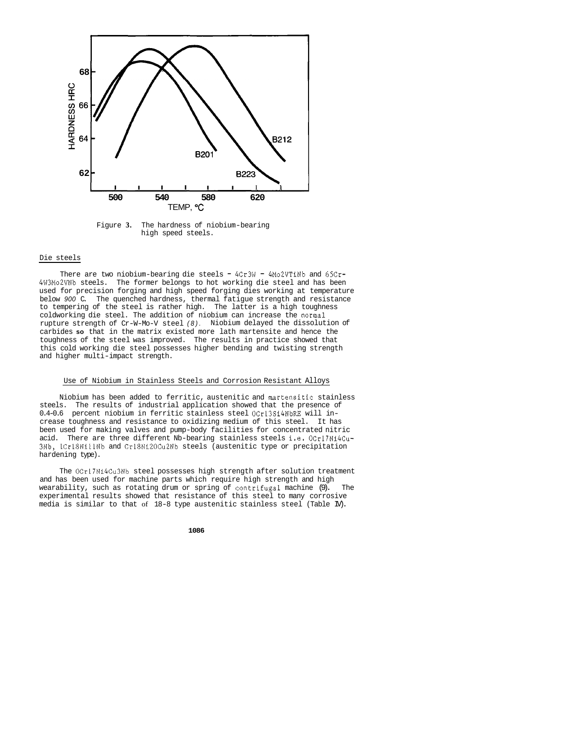Figure 3. The hardness of niobium-bearing high speed steels.

## Die steels

There are two niobium-bearing die steels - 4Cr3W - 4Mo2VTiNb and 65Cr-4W3Mo2VNb steels. The former belongs to hot working die steel and has been used for precision forging and high speed forging dies working at temperature below *900* C. The quenched hardness, thermal fatigue strength and resistance to tempering of the steel is rather high. The latter is a high toughness coldworking die steel. The addition of niobium can increase the normal rupture strength of Cr-W-Mo-V steel *(8)*. Niobium delayed the dissolution of carbides **so** that in the matrix existed more lath martensite and hence the toughness of the steel was improved. The results in practice showed that this cold working die steel possesses higher bending and twisting strength and higher multi-impact strength.

## Use of Niobium in Stainless Steels and Corrosion Resistant Alloys

Niobium has been added to ferritic, austenitic and martensitic stainless steels. The results of industrial application showed that the presence of 0.4-0.6 percent niobium in ferritic stainless steel 0Cr13Si4NbRE will increase toughness and resistance to oxidizing medium of this steel. It has been used for making valves and pump-body facilities for concentrated nitric acid. There are three different Nb-bearing stainless steels i.e. 0Cr17Ni4Cu-3Nb, 1Cr18Ni11Nb and Cr18Ni20Cu2Nb steels (austenitic type or precipitation hardening type).

The 0Cr17Ni4Cu3Nb steel possesses high strength after solution treatment and has been used for machine parts which require high strength and high wearability, such as rotating drum or spring of contrifugal machine (9). The experimental results showed that resistance of this steel to many corrosive media is similar to that of 18-8 type austenitic stainless steel (Table IV).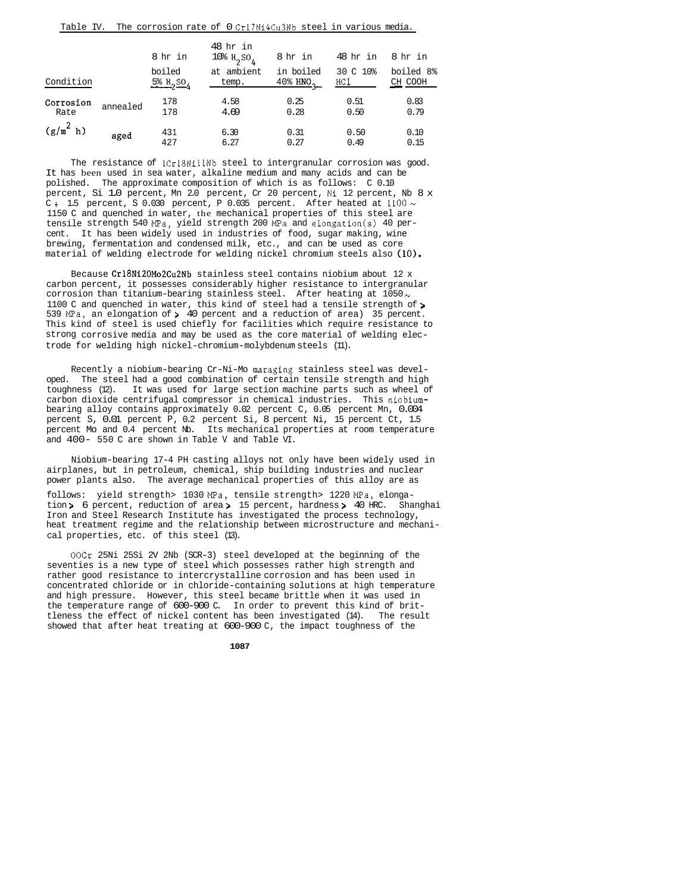Table IV. The corrosion rate of 0Cr17Ni4Cu3Nb steel in various media.

| Condition | | 8 hr in boiled 5% $H_2SO_4$ | 48 hr in 10% $H_2SO_4$ at ambient temp. | 8 hr in in boiled 40% $HNO_3$ | 48 hr in 30 C 10% HCl | 8 hr in boiled 8% CH COOH |
|---|---|---|---|---|---|---|
| Corrosion Rate ($g/m^2$ h) | annealed | 178<br>178 | 4.58<br>4.69 | 0.25<br>0.28 | 0.51<br>0.50 | 0.83<br>0.79 |
| | aged | 431<br>427 | 6.30<br>6.27 | 0.31<br>0.27 | 0.50<br>0.49 | 0.10<br>0.15 |

The resistance of 1Cr18Ni11Nb steel to intergranular corrosion was good. It has been used in sea water, alkaline medium and many acids and can be polished. The approximate composition of which is as follows: C 0.10 percent, Si 1.0 percent, Mn 2.0 percent, Cr 20 percent, Ni 12 percent, Nb 8 x C ÷ 1.5 percent, S 0.030 percent, P 0.035 percent. After heated at 1100 ~ 1150 C and quenched in water, the mechanical properties of this steel are tensile strength 540 MPa, yield strength 200 MPa and elongation(s) 40 percent. It has been widely used in industries of food, sugar making, wine brewing, fermentation and condensed milk, etc., and can be used as core material of welding electrode for welding nickel chromium steels also (10).

Because Cr18Ni20Mo2Cu2Nb stainless steel contains niobium about 12 x carbon percent, it possesses considerably higher resistance to intergranular corrosion than titanium-bearing stainless steel. After heating at 1050 ~ 1100 C and quenched in water, this kind of steel had a tensile strength of > 539 MPa, an elongation of > 40 percent and a reduction of area) 35 percent. This kind of steel is used chiefly for facilities which require resistance to strong corrosive media and may be used as the core material of welding electrode for welding high nickel-chromium-molybdenum steels (11).

Recently a niobium-bearing Cr-Ni-Mo maraging stainless steel was developed. The steel had a good combination of certain tensile strength and high toughness (12). It was used for large section machine parts such as wheel of carbon dioxide centrifugal compressor in chemical industries. This niobium-bearing alloy contains approximately 0.02 percent C, 0.05 percent Mn, 0.004 percent S, 0.01 percent P, 0.2 percent Si, 8 percent Ni, 15 percent Ct, 1.5 percent Mo and 0.4 percent Nb. Its mechanical properties at room temperature and 400 - 550 C are shown in Table V and Table VI.

Niobium-bearing 17-4 PH casting alloys not only have been widely used in airplanes, but in petroleum, chemical, ship building industries and nuclear power plants also. The average mechanical properties of this alloy are as follows: yield strength> 1030 MPa, tensile strength> 1220 MPa, elongation > 6 percent, reduction of area > 15 percent, hardness > 40 HRC. Shanghai Iron and Steel Research Institute has investigated the process technology, heat treatment regime and the relationship between microstructure and mechanical properties, etc. of this steel (13).

00Cr 25Ni 25Si 2V 2Nb (SCR-3) steel developed at the beginning of the seventies is a new type of steel which possesses rather high strength and rather good resistance to intercrystalline corrosion and has been used in concentrated chloride or in chloride-containing solutions at high temperature and high pressure. However, this steel became brittle when it was used in the temperature range of 600-900 C. In order to prevent this kind of brittleness the effect of nickel content has been investigated (14). The result showed that after heat treating at 600-900 C, the impact toughness of the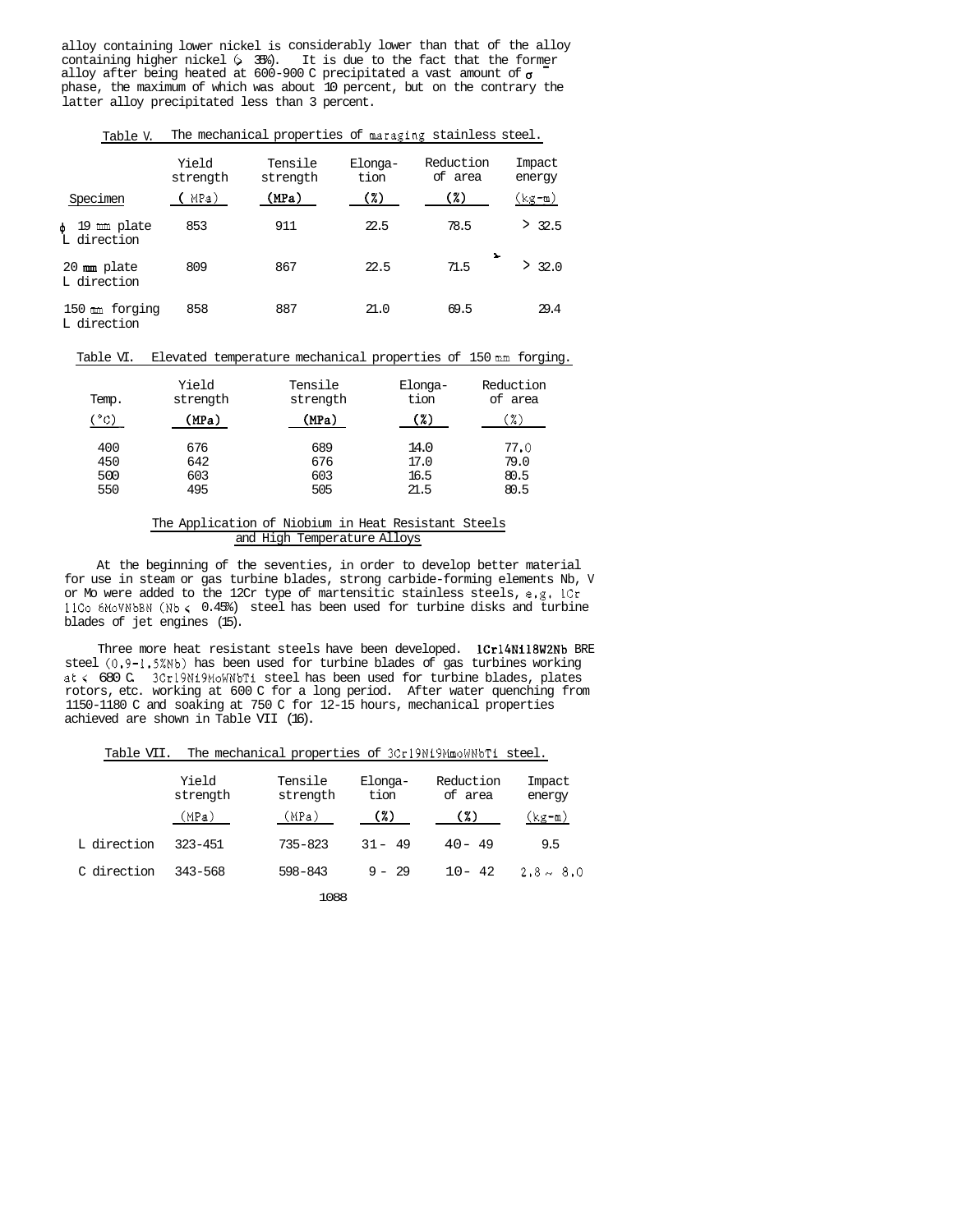alloy containing lower nickel is considerably lower than that of the alloy containing higher nickel (> 35%). It is due to the fact that the former alloy after being heated at 600-900 C precipitated a vast amount of σ phase, the maximum of which was about 10 percent, but on the contrary the latter alloy precipitated less than 3 percent.

Table V. The mechanical properties of maraging stainless steel.

| Specimen | Yield strength (MPa) | Tensile strength (MPa) | Elongation (%) | Reduction of area (%) | Impact energy (kg-m) |
|---|---|---|---|---|---|
| φ 19 mm plate L direction | 853 | 911 | 22.5 | 78.5 | > 32.5 |
| 20 mm plate L direction | 809 | 867 | 22.5 | 71.5 | > 32.0 |
| 150 mm forging L direction | 858 | 887 | 21.0 | 69.5 | 29.4 |

Table VI. Elevated temperature mechanical properties of 150 mm forging.

| Temp. (°C) | Yield strength (MPa) | Tensile strength (MPa) | Elongation (%) | Reduction of area (%) |
|---|---|---|---|---|
| 400 | 676 | 689 | 14.0 | 77.0 |
| 450 | 642 | 676 | 17.0 | 79.0 |
| 500 | 603 | 603 | 16.5 | 80.5 |
| 550 | 495 | 505 | 21.5 | 80.5 |

## The Application of Niobium in Heat Resistant Steels and High Temperature Alloys

At the beginning of the seventies, in order to develop better material for use in steam or gas turbine blades, strong carbide-forming elements Nb, V or Mo were added to the 12Cr type of martensitic stainless steels, e.g. 1Cr11Co6MoVNbBN (Nb < 0.45%) steel has been used for turbine disks and turbine blades of jet engines (15).

Three more heat resistant steels have been developed. 1Cr14Ni18W2Nb BRE steel (0.9-1.5%Nb) has been used for turbine blades of gas turbines working at < 680 C. 3Cr19Ni9MoWNbTi steel has been used for turbine blades, plates rotors, etc. working at 600 C for a long period. After water quenching from 1150-1180 C and soaking at 750 C for 12-15 hours, mechanical properties achieved are shown in Table VII (16).

Table VII. The mechanical properties of 3Cr19Ni9MmoWNbTi steel.

| | Yield strength (MPa) | Tensile strength (MPa) | Elongation (%) | Reduction of area (%) | Impact energy (kg-m) |
|---|---|---|---|---|---|
| L direction | 323-451 | 735-823 | 31 - 49 | 40 - 49 | 9.5 |
| C direction | 343-568 | 598-843 | 9 - 29 | 10 - 42 | 2.8 ~ 8.0 |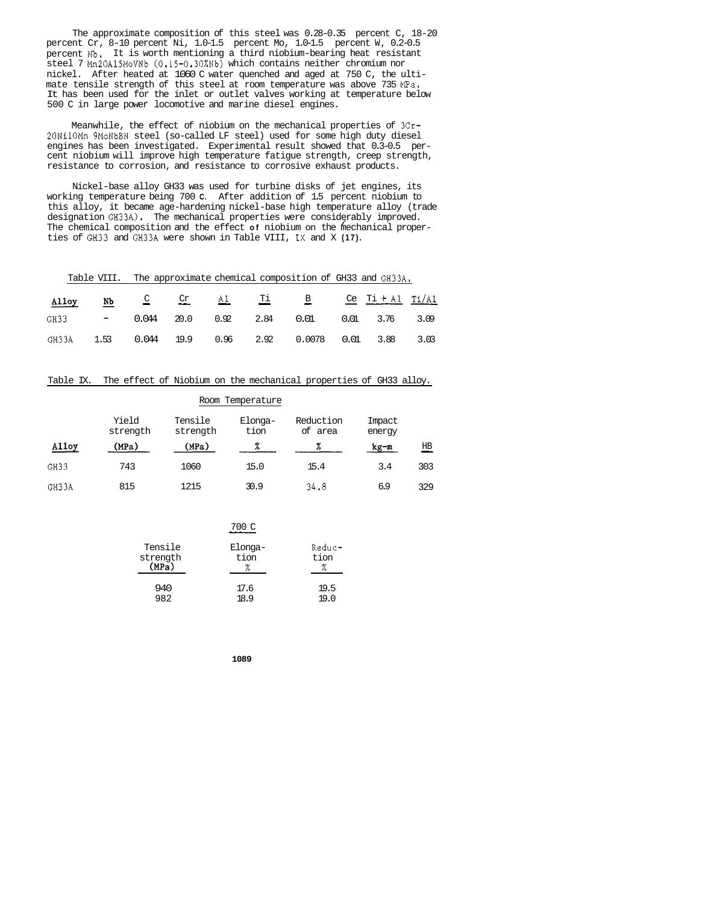The approximate composition of this steel was 0.28-0.35 percent C, 18-20 percent Cr, 8-10 percent Ni, 1.0-1.5 percent Mo, 1.0-1.5 percent W, 0.2-0.5 percent Nb. It is worth mentioning a third niobium-bearing heat resistant steel 7 Mn20Al5MoVNb (0.15-0.30%Nb) which contains neither chromium nor nickel. After heated at 1060 C water quenched and aged at 750 C, the ultimate tensile strength of this steel at room temperature was above 735 MPa. It has been used for the inlet or outlet valves working at temperature below 500 C in large power locomotive and marine diesel engines.

Meanwhile, the effect of niobium on the mechanical properties of 3Cr-20Ni10Mn 9MoNbBN steel (so-called LF steel) used for some high duty diesel engines has been investigated. Experimental result showed that 0.3-0.5 percent niobium will improve high temperature fatigue strength, creep strength, resistance to corrosion, and resistance to corrosive exhaust products.

Nickel-base alloy GH33 was used for turbine disks of jet engines, its working temperature being 700 C. After addition of 1.5 percent niobium to this alloy, it became age-hardening nickel-base high temperature alloy (trade designation GH33A). The mechanical properties were considerably improved. The chemical composition and the effect of niobium on the mechanical properties of GH33 and GH33A were shown in Table VIII, IX and X (17).

Table VIII. The approximate chemical composition of GH33 and GH33A.

| Alloy | Nb | C | Cr | Al | Ti | B | Ce | Ti + Al | Ti/Al |
|---|---|---|---|---|---|---|---|---|---|
| GH33 | - | 0.044 | 20.0 | 0.92 | 2.84 | 0.01 | 0.01 | 3.76 | 3.09 |
| GH33A | 1.53 | 0.044 | 19.9 | 0.96 | 2.92 | 0.0078 | 0.01 | 3.88 | 3.03 |

Table IX. The effect of Niobium on the mechanical properties of GH33 alloy.

| | Room Temperature | | | | | | 700 C | | |
|---|---|---|---|---|---|---|---|---|---|
| Alloy | Yield strength (MPa) | Tensile strength (MPa) | Elongation % | Reduction of area % | Impact energy kg-m | HB | Tensile strength (MPa) | Elongation % | Reduction % |
| GH33 | 743 | 1060 | 15.0 | 15.4 | 3.4 | 303 | 940 | 17.6 | 19.5 |
| GH33A | 815 | 1215 | 30.9 | 34.8 | 6.9 | 329 | 982 | 18.9 | 19.0 |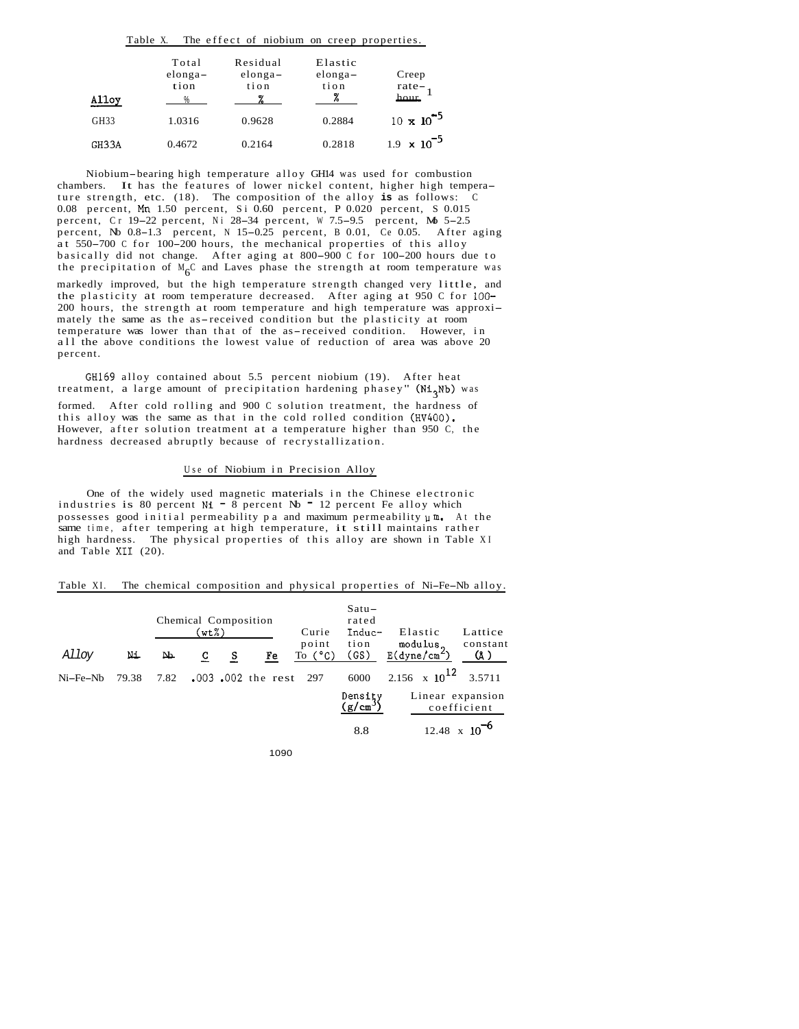Table X. The effect of niobium on creep properties.

| Alloy | Total elonga-tion % | Residual elonga-tion % | Elastic elonga-tion % | Creep rate-hour$^{-1}$ |
|---|---|---|---|---|
| GH33 | 1.0316 | 0.9628 | 0.2884 | $10 \times 10^{-5}$ |
| GH33A | 0.4672 | 0.2164 | 0.2818 | $1.9 \times 10^{-5}$ |

Niobium-bearing high temperature alloy GH14 was used for combustion chambers. It has the features of lower nickel content, higher high temperature strength, etc. (18). The composition of the alloy is as follows: C 0.08 percent, Mn 1.50 percent, Si 0.60 percent, P 0.020 percent, S 0.015 percent, Cr 19-22 percent, Ni 28-34 percent, W 7.5-9.5 percent, Mo 5-2.5 percent, Nb 0.8-1.3 percent, N 15-0.25 percent, B 0.01, Ce 0.05. After aging at 550-700 C for 100-200 hours, the mechanical properties of this alloy basically did not change. After aging at 800-900 C for 100-200 hours due to the precipitation of $M_6C$ and Laves phase the strength at room temperature was markedly improved, but the high temperature strength changed very little, and the plasticity at room temperature decreased. After aging at 950 C for 100-200 hours, the strength at room temperature and high temperature was approximately the same as the as-received condition but the plasticity at room temperature was lower than that of the as-received condition. However, in all the above conditions the lowest value of reduction of area was above 20 percent.

GH169 alloy contained about 5.5 percent niobium (19). After heat treatment, a large amount of precipitation hardening phasey" ($Ni_3Nb$) was formed. After cold rolling and 900 C solution treatment, the hardness of this alloy was the same as that in the cold rolled condition (HV400). However, after solution treatment at a temperature higher than 950 C, the hardness decreased abruptly because of recrystallization.

## Use of Niobium in Precision Alloy

One of the widely used magnetic materials in the Chinese electronic industries is 80 percent Ni - 8 percent Nb - 12 percent Fe alloy which possesses good initial permeability $\mu a$ and maximum permeability $\mu m$. At the same time, after tempering at high temperature, it still maintains rather high hardness. The physical properties of this alloy are shown in Table XI and Table XII (20).

Table XI. The chemical composition and physical properties of Ni-Fe-Nb alloy.

| Alloy | Chemical Composition (wt%) | | | | | Curie point To (°C) | Saturated Induction (GS) | Elastic modulus, E(dyne/cm$^2$) | Lattice constant (Å) |
|---|---|---|---|---|---|---|---|---|---|
| | Ni | Nb | C | S | Fe | | | | |
| Ni-Fe-Nb | 79.38 | 7.82 | .003 | .002 | the rest | 297 | 6000 | $2.156 \times 10^{12}$ | 3.5711 |
| | | | | | | | Density (g/cm$^3$) | Linear expansion coefficient | |
| | | | | | | | 8.8 | $12.48 \times 10^{-6}$ | |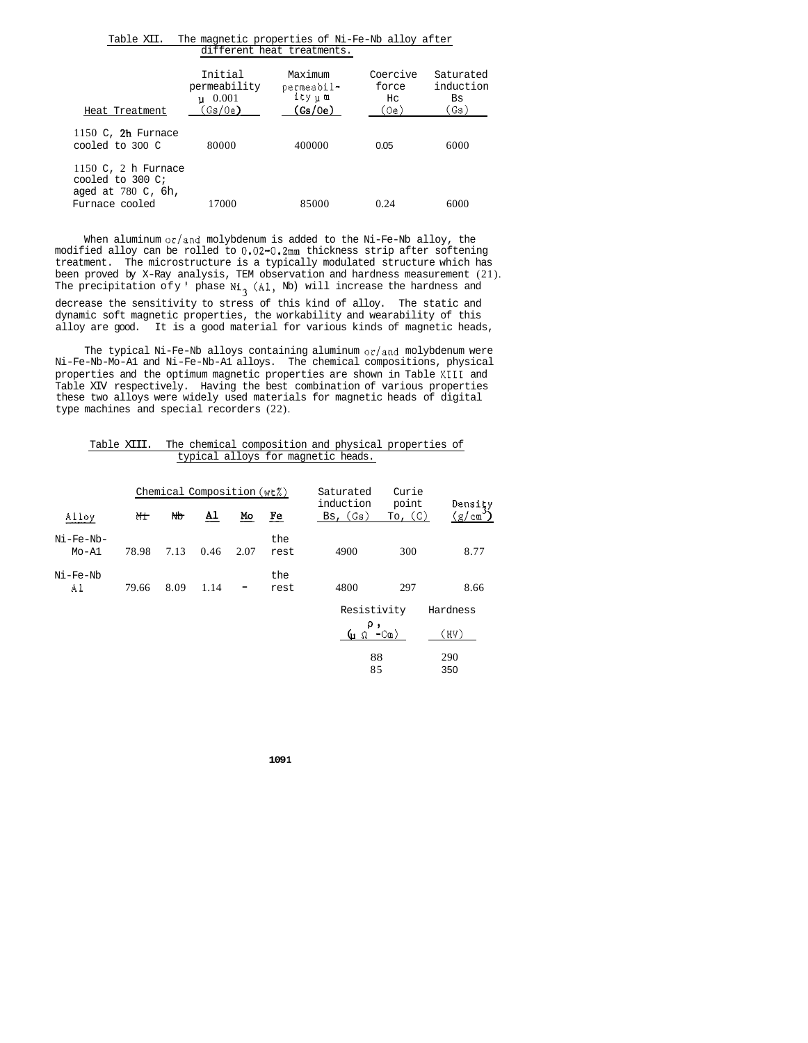Table XII. The magnetic properties of Ni-Fe-Nb alloy after different heat treatments.

| Heat Treatment | Initial permeability $\mu$ 0.001 (Gs/Oe) | Maximum permeability $\mu$ m (Gs/Oe) | Coercive force Hc (Oe) | Saturated induction Bs (Gs) |
|---|---|---|---|---|
| 1150 C, 2h Furnace cooled to 300 C | 80000 | 400000 | 0.05 | 6000 |
| 1150 C, 2 h Furnace cooled to 300 C; aged at 780 C, 6h, Furnace cooled | 17000 | 85000 | 0.24 | 6000 |

When aluminum or/and molybdenum is added to the Ni-Fe-Nb alloy, the modified alloy can be rolled to 0.02-0.2mm thickness strip after softening treatment. The microstructure is a typically modulated structure which has been proved by X-Ray analysis, TEM observation and hardness measurement (21). The precipitation of $\gamma$ ' phase $Ni_3$ (Al, Nb) will increase the hardness and decrease the sensitivity to stress of this kind of alloy. The static and dynamic soft magnetic properties, the workability and wearability of this alloy are good. It is a good material for various kinds of magnetic heads,

The typical Ni-Fe-Nb alloys containing aluminum or/and molybdenum were Ni-Fe-Nb-Mo-A1 and Ni-Fe-Nb-A1 alloys. The chemical compositions, physical properties and the optimum magnetic properties are shown in Table XIII and Table XIV respectively. Having the best combination of various properties these two alloys were widely used materials for magnetic heads of digital type machines and special recorders (22).

Table XIII. The chemical composition and physical properties of typical alloys for magnetic heads.

| Alloy | Chemical Composition (wt%) Ni | Nb | Al | Mo | Fe | Saturated induction Bs, (Gs) | Curie point To, (C) | Density $(g/cm^3)$ | Resistivity $\rho$, ($\mu\Omega$-Cm) | Hardness (HV) |
|---|---|---|---|---|---|---|---|---|---|---|
| Ni-Fe-Nb-Mo-A1 | 78.98 | 7.13 | 0.46 | 2.07 | the rest | 4900 | 300 | 8.77 | 88 | 290 |
| Ni-Fe-Nb Al | 79.66 | 8.09 | 1.14 | - | the rest | 4800 | 297 | 8.66 | 85 | 350 |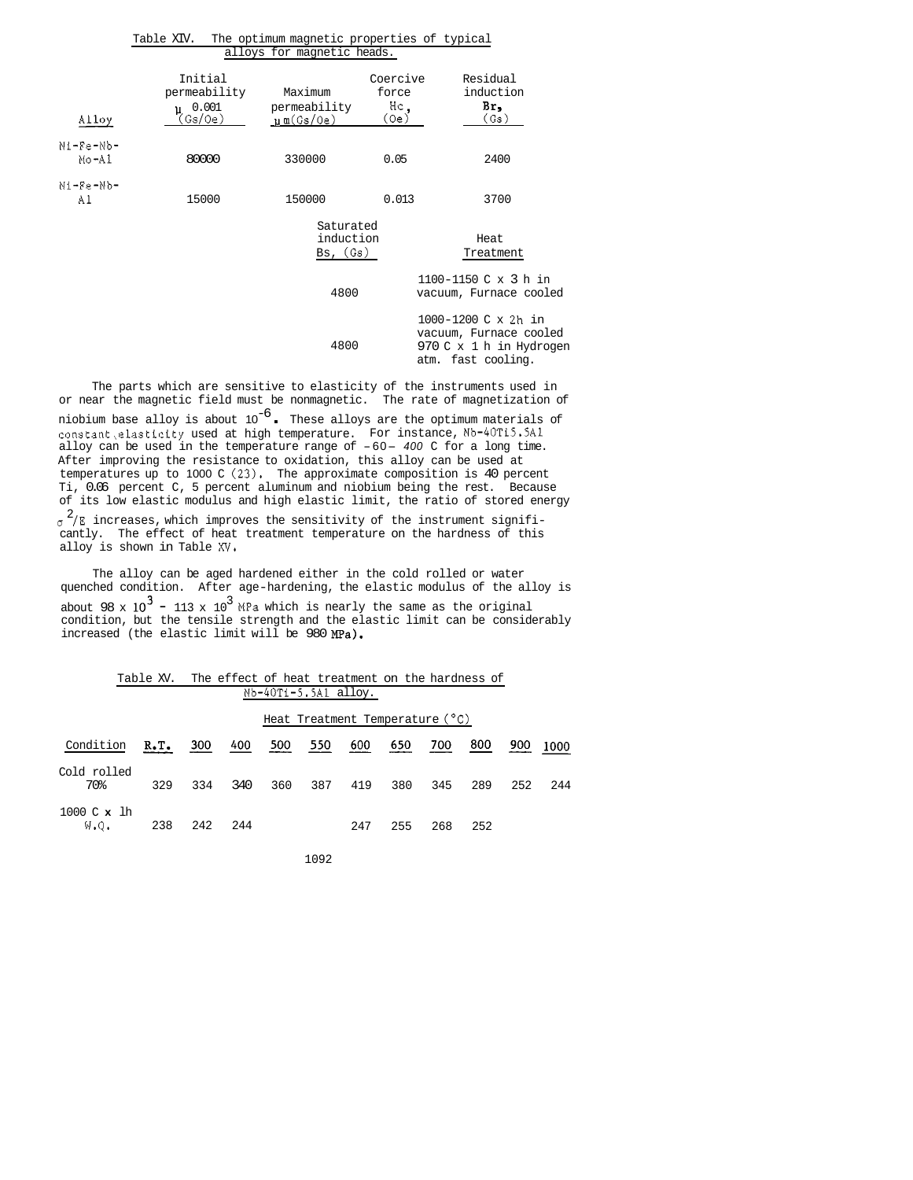Table XIV. The optimum magnetic properties of typical alloys for magnetic heads.

| Alloy | Initial permeability $\mu_{0.001}$ (Gs/Oe) | Maximum permeability $\mu_m$(Gs/Oe) | Coercive force Hc, (Oe) | Residual induction Br, (Gs) | Saturated induction Bs, (Gs) | Heat Treatment |
|---|---|---|---|---|---|---|
| Ni-Fe-Nb-Mo-Al | 80000 | 330000 | 0.05 | 2400 | 4800 | 1100-1150 C x 3 h in vacuum, Furnace cooled |
| Ni-Fe-Nb-Al | 15000 | 150000 | 0.013 | 3700 | 4800 | 1000-1200 C x 2h in vacuum, Furnace cooled 970 C x 1 h in Hydrogen atm. fast cooling. |

The parts which are sensitive to elasticity of the instruments used in or near the magnetic field must be nonmagnetic. The rate of magnetization of niobium base alloy is about $10^{-6}$. These alloys are the optimum materials of constant elasticity used at high temperature. For instance, Nb-40Ti5.5Al alloy can be used in the temperature range of -60 - 400 C for a long time. After improving the resistance to oxidation, this alloy can be used at temperatures up to 1000 C (23). The approximate composition is 40 percent Ti, 0.06 percent C, 5 percent aluminum and niobium being the rest. Because of its low elastic modulus and high elastic limit, the ratio of stored energy $\sigma^2/E$ increases, which improves the sensitivity of the instrument significantly. The effect of heat treatment temperature on the hardness of this alloy is shown in Table XV.

The alloy can be aged hardened either in the cold rolled or water quenched condition. After age-hardening, the elastic modulus of the alloy is about $98 \times 10^3$ - $113 \times 10^3$ MPa which is nearly the same as the original condition, but the tensile strength and the elastic limit can be considerably increased (the elastic limit will be 980 MPa).

Table XV. The effect of heat treatment on the hardness of Nb-40Ti-5.5Al alloy.

| | Heat Treatment Temperature (°C) | | | | | | | | | | |
|---|---|---|---|---|---|---|---|---|---|---|---|
| Condition | R.T. | 300 | 400 | 500 | 550 | 600 | 650 | 700 | 800 | 900 | 1000 |
| Cold rolled 70% | 329 | 334 | 340 | 360 | 387 | 419 | 380 | 345 | 289 | 252 | 244 |
| 1000 C x 1h W.Q. | 238 | 242 | 244 | | | 247 | 255 | 268 | 252 | | |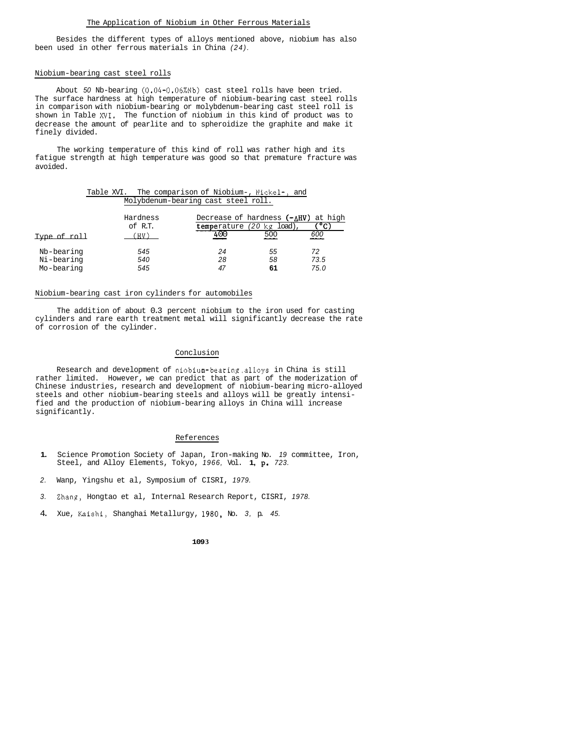## The Application of Niobium in Other Ferrous Materials

Besides the different types of alloys mentioned above, niobium has also been used in other ferrous materials in China (24).

### Niobium-bearing cast steel rolls

About 50 Nb-bearing (0.04-0.06%Nb) cast steel rolls have been tried. The surface hardness at high temperature of niobium-bearing cast steel rolls in comparison with niobium-bearing or molybdenum-bearing cast steel roll is shown in Table XVI. The function of niobium in this kind of product was to decrease the amount of pearlite and to spheroidize the graphite and make it finely divided.

The working temperature of this kind of roll was rather high and its fatigue strength at high temperature was good so that premature fracture was avoided.

Table XVI. The comparison of Niobium-, Nickel-, and Molybdenum-bearing cast steel roll.

| Type of roll | Hardness of R.T. (HV) | Decrease of hardness (-ΔHV) at high temperature (20 kg load), (°C) 400 | 500 | 600 |
|---|---|---|---|---|
| Nb-bearing | 545 | 24 | 55 | 72 |
| Ni-bearing | 540 | 28 | 58 | 73.5 |
| Mo-bearing | 545 | 47 | 61 | 75.0 |

### Niobium-bearing cast iron cylinders for automobiles

The addition of about 0.3 percent niobium to the iron used for casting cylinders and rare earth treatment metal will significantly decrease the rate of corrosion of the cylinder.

## Conclusion

Research and development of niobium-bearing alloys in China is still rather limited. However, we can predict that as part of the moderization of Chinese industries, research and development of niobium-bearing micro-alloyed steels and other niobium-bearing steels and alloys will be greatly intensified and the production of niobium-bearing alloys in China will increase significantly.

## References

1. Science Promotion Society of Japan, Iron-making No. 19 committee, Iron, Steel, and Alloy Elements, Tokyo, 1966, Vol. 1, p. 723.
2. Wanp, Yingshu et al, Symposium of CISRI, 1979.
3. Zhang, Hongtao et al, Internal Research Report, CISRI, 1978.
4. Xue, Kaishi, Shanghai Metallurgy, 1980, No. 3, p. 45.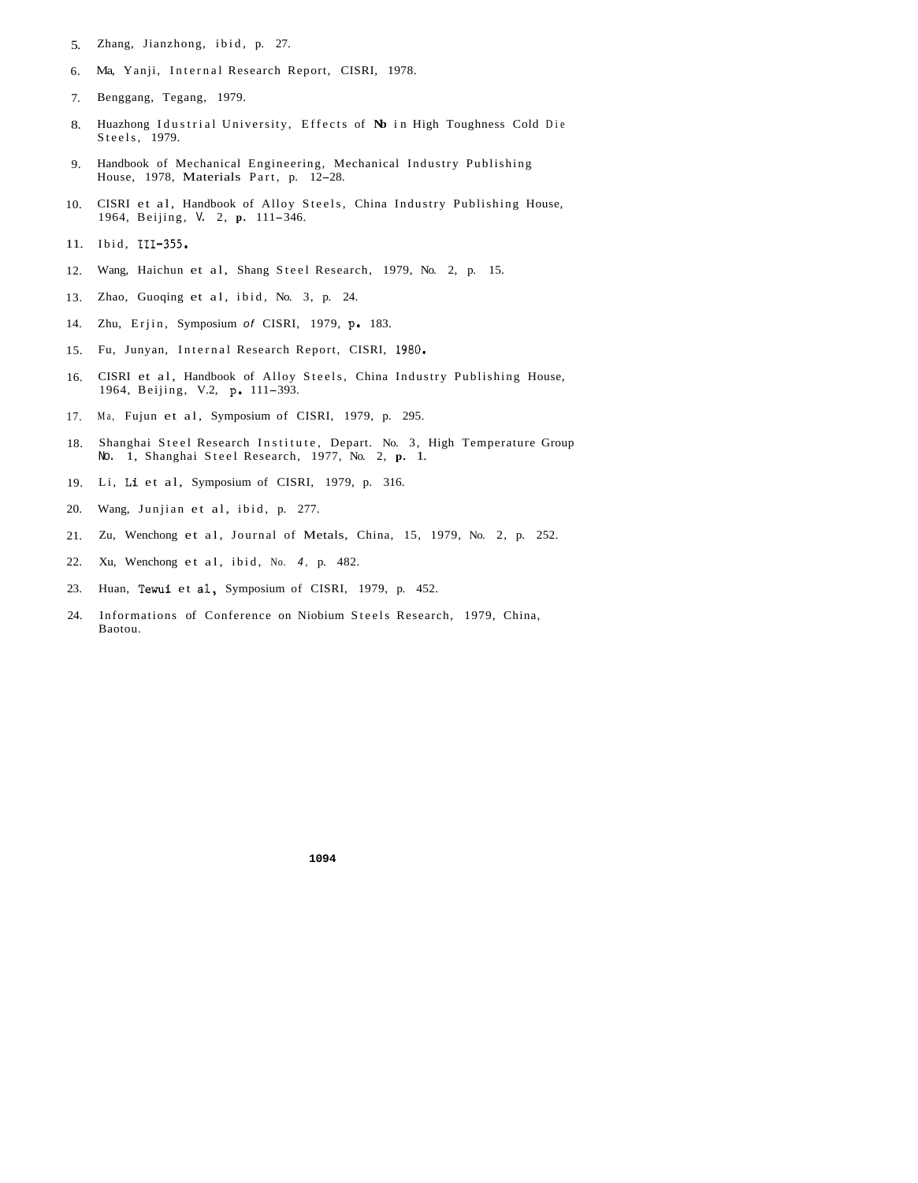5. Zhang, Jianzhong, ibid, p. 27.

6. Ma, Yanji, Internal Research Report, CISRI, 1978.

7. Benggang, Tegang, 1979.

8. Huazhong Idustrial University, Effects of Nb in High Toughness Cold Die Steels, 1979.

9. Handbook of Mechanical Engineering, Mechanical Industry Publishing House, 1978, Materials Part, p. 12–28.

10. CISRI et al, Handbook of Alloy Steels, China Industry Publishing House, 1964, Beijing, V. 2, p. 111–346.

11. Ibid, III-355.

12. Wang, Haichun et al, Shang Steel Research, 1979, No. 2, p. 15.

13. Zhao, Guoqing et al, ibid, No. 3, p. 24.

14. Zhu, Erjin, Symposium of CISRI, 1979, p. 183.

15. Fu, Junyan, Internal Research Report, CISRI, 1980.

16. CISRI et al, Handbook of Alloy Steels, China Industry Publishing House, 1964, Beijing, V.2, p. 111–393.

17. Ma, Fujun et al, Symposium of CISRI, 1979, p. 295.

18. Shanghai Steel Research Institute, Depart. No. 3, High Temperature Group No. 1, Shanghai Steel Research, 1977, No. 2, p. 1.

19. Li, Li et al, Symposium of CISRI, 1979, p. 316.

20. Wang, Junjian et al, ibid, p. 277.

21. Zu, Wenchong et al, Journal of Metals, China, 15, 1979, No. 2, p. 252.

22. Xu, Wenchong et al, ibid, No. 4, p. 482.

23. Huan, Tewui et al, Symposium of CISRI, 1979, p. 452.

24. Informations of Conference on Niobium Steels Research, 1979, China, Baotou.